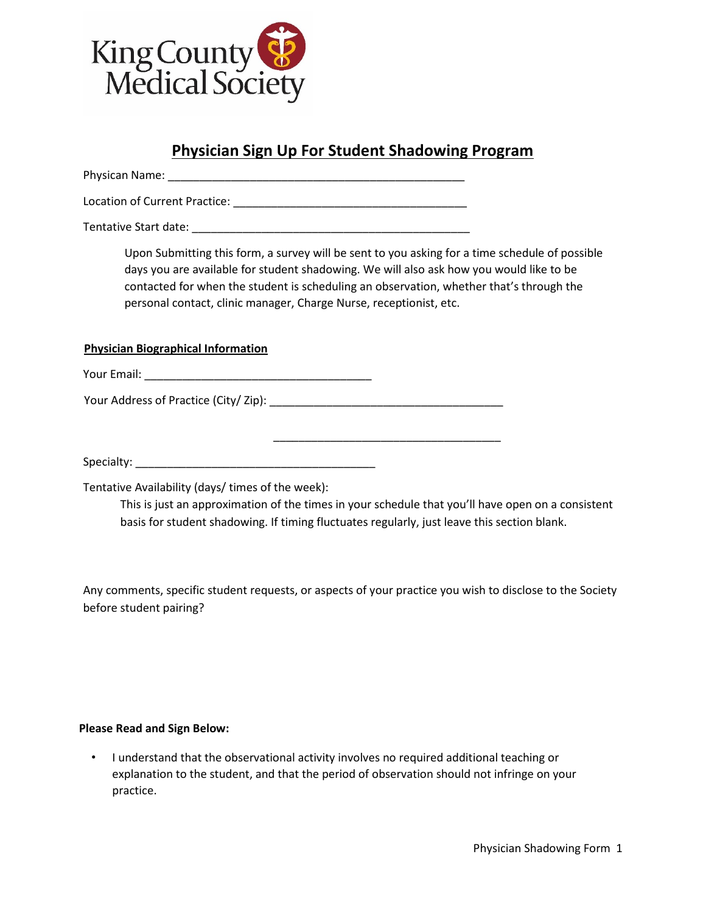King County Medical Society

# Physician Sign Up For Student Shadowing Program

Physican Name: ________________________________________________

Location of Current Practice: _____________________________________

Tentative Start date: ____________________________________________

> Upon Submitting this form, a survey will be sent to you asking for a time schedule of possible days you are available for student shadowing. We will also ask how you would like to be contacted for when the student is scheduling an observation, whether that's through the personal contact, clinic manager, Charge Nurse, receptionist, etc.

**Physician Biographical Information**

Your Email: ____________________________________

Your Address of Practice (City/ Zip): _____________________________________

_____________________________________

Specialty: _______________________________________

Tentative Availability (days/ times of the week):

> This is just an approximation of the times in your schedule that you'll have open on a consistent basis for student shadowing. If timing fluctuates regularly, just leave this section blank.

Any comments, specific student requests, or aspects of your practice you wish to disclose to the Society before student pairing?

**Please Read and Sign Below:**

- I understand that the observational activity involves no required additional teaching or explanation to the student, and that the period of observation should not infringe on your practice.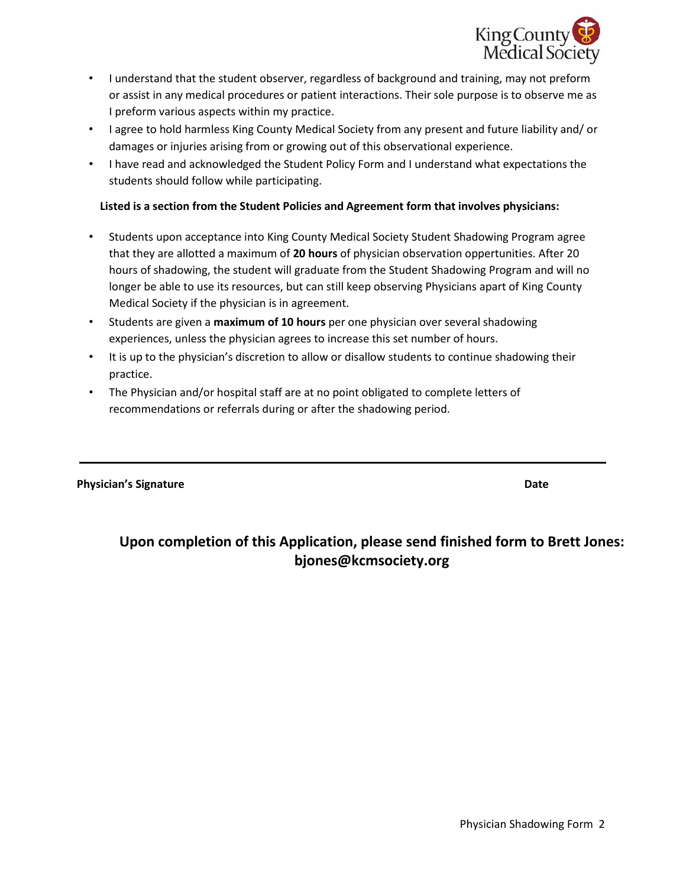- I understand that the student observer, regardless of background and training, may not preform or assist in any medical procedures or patient interactions. Their sole purpose is to observe me as I preform various aspects within my practice.
- I agree to hold harmless King County Medical Society from any present and future liability and/ or damages or injuries arising from or growing out of this observational experience.
- I have read and acknowledged the Student Policy Form and I understand what expectations the students should follow while participating.

**Listed is a section from the Student Policies and Agreement form that involves physicians:**

- Students upon acceptance into King County Medical Society Student Shadowing Program agree that they are allotted a maximum of **20 hours** of physician observation oppertunities. After 20 hours of shadowing, the student will graduate from the Student Shadowing Program and will no longer be able to use its resources, but can still keep observing Physicians apart of King County Medical Society if the physician is in agreement.
- Students are given a **maximum of 10 hours** per one physician over several shadowing experiences, unless the physician agrees to increase this set number of hours.
- It is up to the physician's discretion to allow or disallow students to continue shadowing their practice.
- The Physician and/or hospital staff are at no point obligated to complete letters of recommendations or referrals during or after the shadowing period.

---

**Physician's Signature** **Date**

**Upon completion of this Application, please send finished form to Brett Jones: bjones@kcmsociety.org**